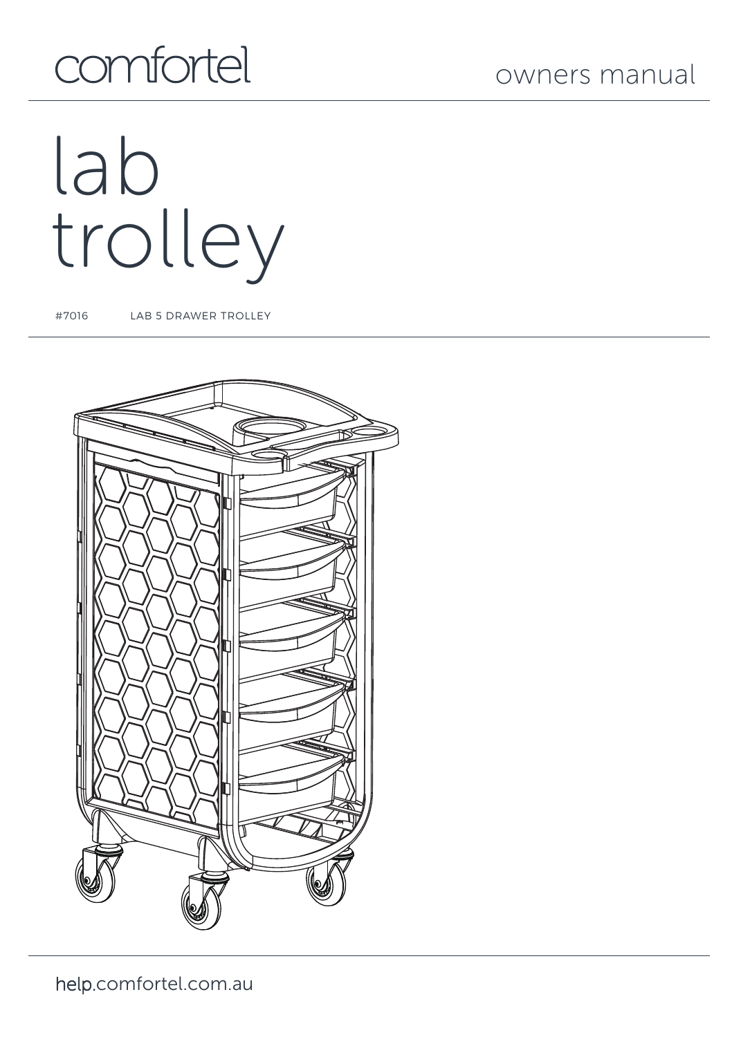comfortel

owners manual

# lab trolley

#7016 LAB 5 DRAWER TROLLEY

help.comfortel.com.au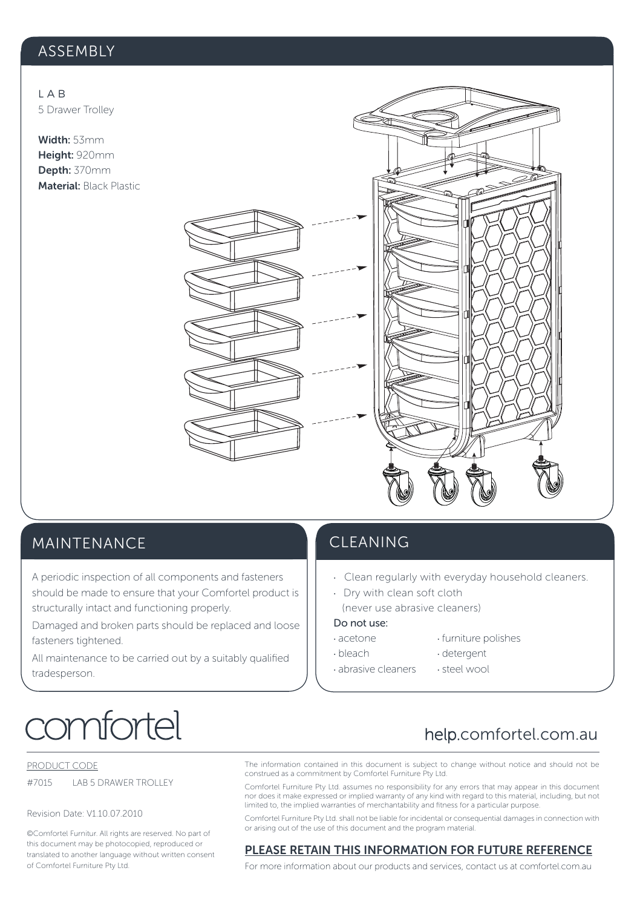## ASSEMBLY

L A B
5 Drawer Trolley

**Width:** 53mm
**Height:** 920mm
**Depth:** 370mm
**Material:** Black Plastic

## MAINTENANCE

A periodic inspection of all components and fasteners should be made to ensure that your Comfortel product is structurally intact and functioning properly.

Damaged and broken parts should be replaced and loose fasteners tightened.

All maintenance to be carried out by a suitably qualified tradesperson.

## CLEANING

- Clean regularly with everyday household cleaners.
- Dry with clean soft cloth (never use abrasive cleaners)

**Do not use:**

- acetone
- bleach
- abrasive cleaners
- furniture polishes
- detergent
- steel wool

comfortel

**help**.comfortel.com.au

PRODUCT CODE

#7015 LAB 5 DRAWER TROLLEY

Revision Date: V1.10.07.2010

©Comfortel Furnitur. All rights are reserved. No part of this document may be photocopied, reproduced or translated to another language without written consent of Comfortel Furniture Pty Ltd.

The information contained in this document is subject to change without notice and should not be construed as a commitment by Comfortel Furniture Pty Ltd.

Comfortel Furniture Pty Ltd. assumes no responsibility for any errors that may appear in this document nor does it make expressed or implied warranty of any kind with regard to this material, including, but not limited to, the implied warranties of merchantability and fitness for a particular purpose.

Comfortel Furniture Pty Ltd. shall not be liable for incidental or consequential damages in connection with or arising out of the use of this document and the program material.

**PLEASE RETAIN THIS INFORMATION FOR FUTURE REFERENCE**

For more information about our products and services, contact us at comfortel.com.au